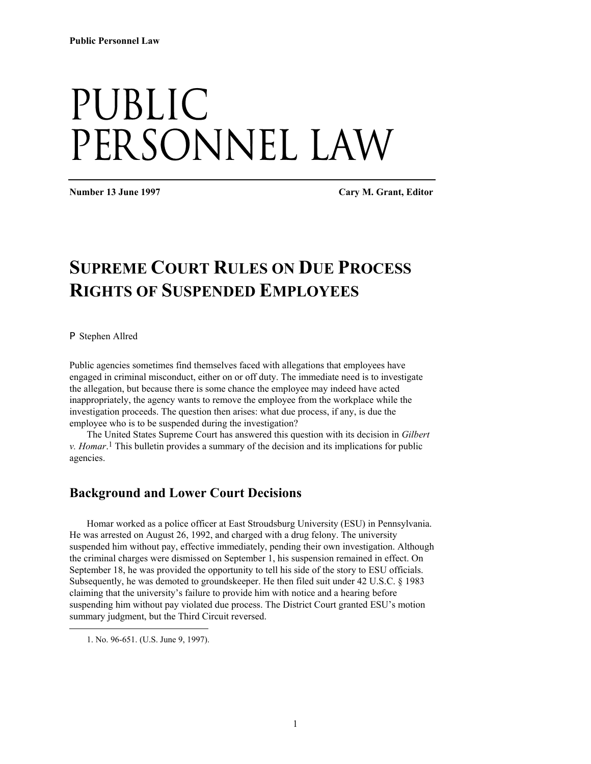Public Personnel Law

# PUBLIC PERSONNEL LAW

**Number 13 June 1997** **Cary M. Grant, Editor**

## SUPREME COURT RULES ON DUE PROCESS RIGHTS OF SUSPENDED EMPLOYEES

P Stephen Allred

Public agencies sometimes find themselves faced with allegations that employees have engaged in criminal misconduct, either on or off duty. The immediate need is to investigate the allegation, but because there is some chance the employee may indeed have acted inappropriately, the agency wants to remove the employee from the workplace while the investigation proceeds. The question then arises: what due process, if any, is due the employee who is to be suspended during the investigation?

The United States Supreme Court has answered this question with its decision in *Gilbert v. Homar*.[1] This bulletin provides a summary of the decision and its implications for public agencies.

### Background and Lower Court Decisions

Homar worked as a police officer at East Stroudsburg University (ESU) in Pennsylvania. He was arrested on August 26, 1992, and charged with a drug felony. The university suspended him without pay, effective immediately, pending their own investigation. Although the criminal charges were dismissed on September 1, his suspension remained in effect. On September 18, he was provided the opportunity to tell his side of the story to ESU officials. Subsequently, he was demoted to groundskeeper. He then filed suit under 42 U.S.C. § 1983 claiming that the university's failure to provide him with notice and a hearing before suspending him without pay violated due process. The District Court granted ESU's motion summary judgment, but the Third Circuit reversed.

---

1. No. 96-651. (U.S. June 9, 1997).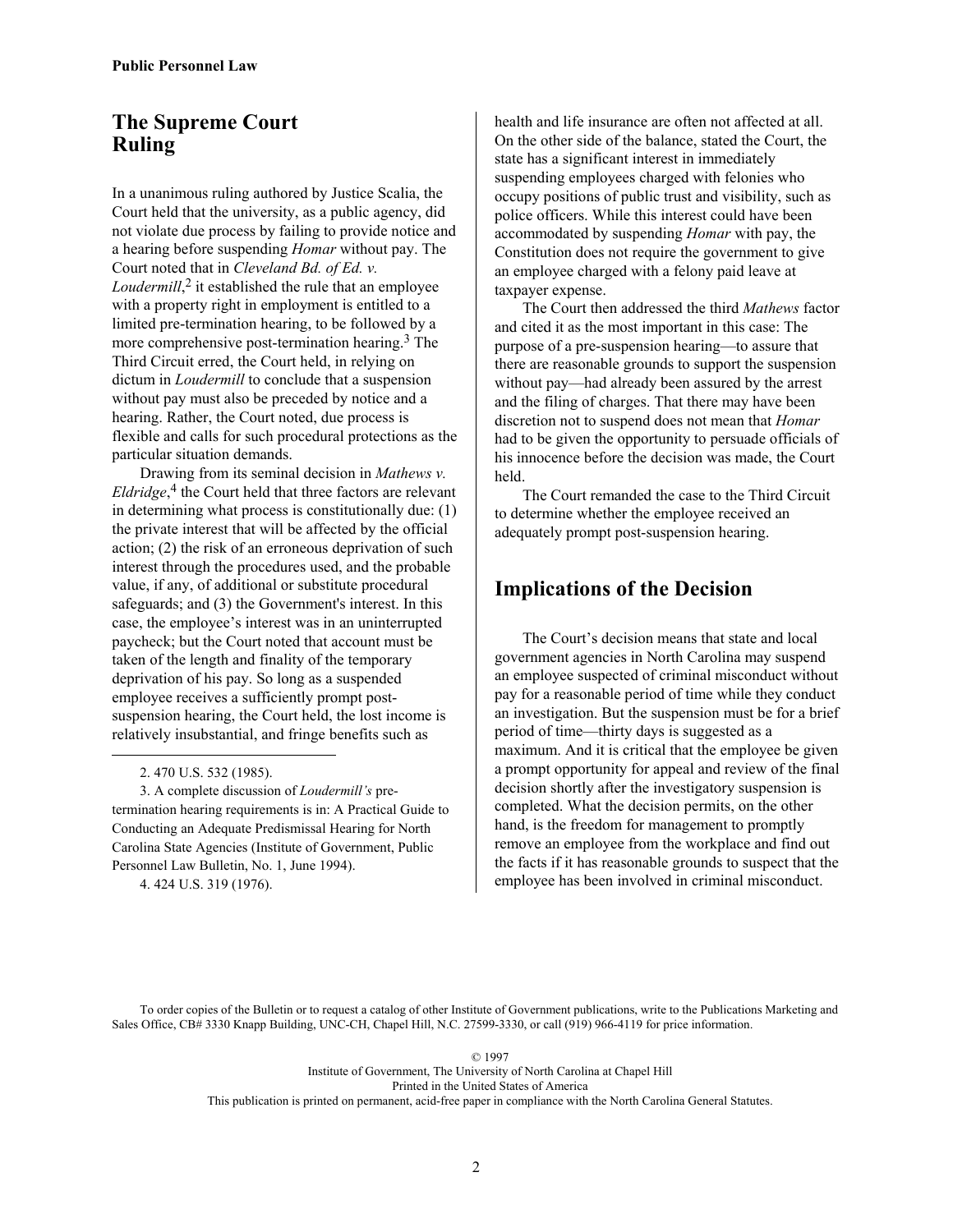## The Supreme Court Ruling

In a unanimous ruling authored by Justice Scalia, the Court held that the university, as a public agency, did not violate due process by failing to provide notice and a hearing before suspending *Homar* without pay. The Court noted that in *Cleveland Bd. of Ed. v. Loudermill*,[2] it established the rule that an employee with a property right in employment is entitled to a limited pre-termination hearing, to be followed by a more comprehensive post-termination hearing.[3] The Third Circuit erred, the Court held, in relying on dictum in *Loudermill* to conclude that a suspension without pay must also be preceded by notice and a hearing. Rather, the Court noted, due process is flexible and calls for such procedural protections as the particular situation demands.

Drawing from its seminal decision in *Mathews v. Eldridge*,[4] the Court held that three factors are relevant in determining what process is constitutionally due: (1) the private interest that will be affected by the official action; (2) the risk of an erroneous deprivation of such interest through the procedures used, and the probable value, if any, of additional or substitute procedural safeguards; and (3) the Government's interest. In this case, the employee's interest was in an uninterrupted paycheck; but the Court noted that account must be taken of the length and finality of the temporary deprivation of his pay. So long as a suspended employee receives a sufficiently prompt post-suspension hearing, the Court held, the lost income is relatively insubstantial, and fringe benefits such as health and life insurance are often not affected at all. On the other side of the balance, stated the Court, the state has a significant interest in immediately suspending employees charged with felonies who occupy positions of public trust and visibility, such as police officers. While this interest could have been accommodated by suspending *Homar* with pay, the Constitution does not require the government to give an employee charged with a felony paid leave at taxpayer expense.

The Court then addressed the third *Mathews* factor and cited it as the most important in this case: The purpose of a pre-suspension hearing—to assure that there are reasonable grounds to support the suspension without pay—had already been assured by the arrest and the filing of charges. That there may have been discretion not to suspend does not mean that *Homar* had to be given the opportunity to persuade officials of his innocence before the decision was made, the Court held.

The Court remanded the case to the Third Circuit to determine whether the employee received an adequately prompt post-suspension hearing.

## Implications of the Decision

The Court's decision means that state and local government agencies in North Carolina may suspend an employee suspected of criminal misconduct without pay for a reasonable period of time while they conduct an investigation. But the suspension must be for a brief period of time—thirty days is suggested as a maximum. And it is critical that the employee be given a prompt opportunity for appeal and review of the final decision shortly after the investigatory suspension is completed. What the decision permits, on the other hand, is the freedom for management to promptly remove an employee from the workplace and find out the facts if it has reasonable grounds to suspect that the employee has been involved in criminal misconduct.

---

2. 470 U.S. 532 (1985).

3. A complete discussion of *Loudermill's* pre-termination hearing requirements is in: A Practical Guide to Conducting an Adequate Predismissal Hearing for North Carolina State Agencies (Institute of Government, Public Personnel Law Bulletin, No. 1, June 1994).

4. 424 U.S. 319 (1976).

To order copies of the Bulletin or to request a catalog of other Institute of Government publications, write to the Publications Marketing and Sales Office, CB# 3330 Knapp Building, UNC-CH, Chapel Hill, N.C. 27599-3330, or call (919) 966-4119 for price information.

© 1997
Institute of Government, The University of North Carolina at Chapel Hill
Printed in the United States of America
This publication is printed on permanent, acid-free paper in compliance with the North Carolina General Statutes.